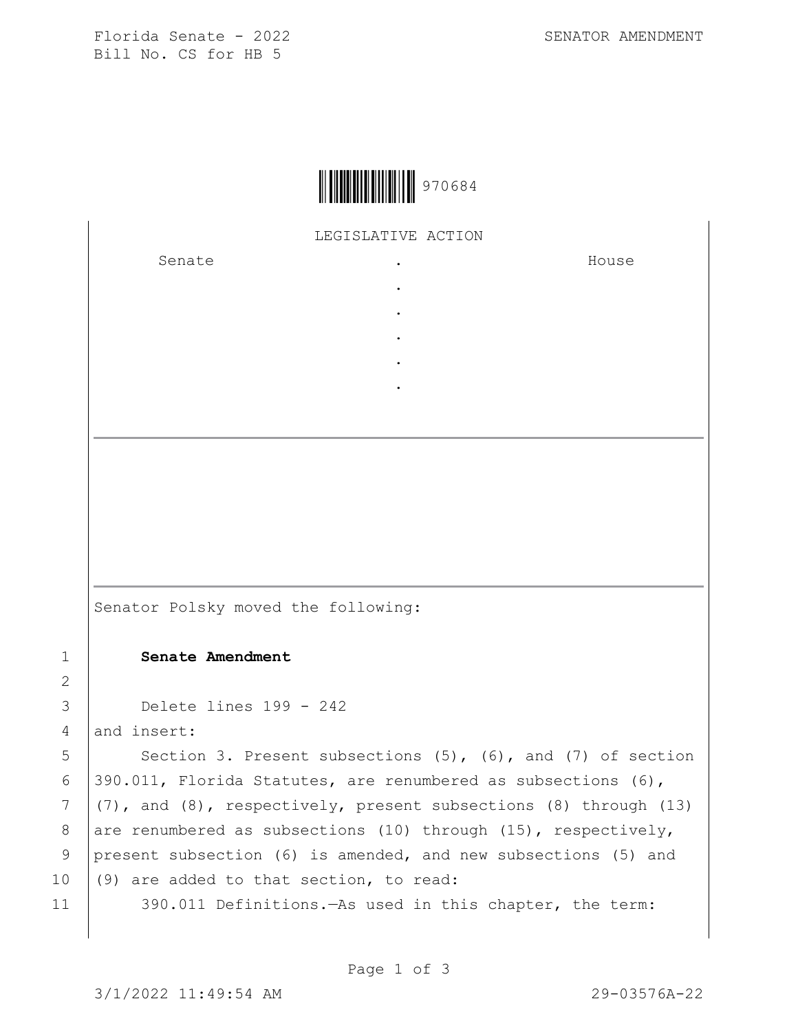Florida Senate - 2022
Bill No. CS for HB 5

SENATOR AMENDMENT

970684

LEGISLATIVE ACTION

| Senate | . | House |
|---|---|---|
| | . | |
| | . | |
| | . | |
| | . | |
| | . | |

Senator Polsky moved the following:

1 **Senate Amendment**

2

3 Delete lines 199 - 242

4 and insert:

5 Section 3. Present subsections (5), (6), and (7) of section
6 390.011, Florida Statutes, are renumbered as subsections (6),
7 (7), and (8), respectively, present subsections (8) through (13)
8 are renumbered as subsections (10) through (15), respectively,
9 present subsection (6) is amended, and new subsections (5) and
10 (9) are added to that section, to read:

11 390.011 Definitions.—As used in this chapter, the term:

3/1/2022 11:49:54 AM 29-03576A-22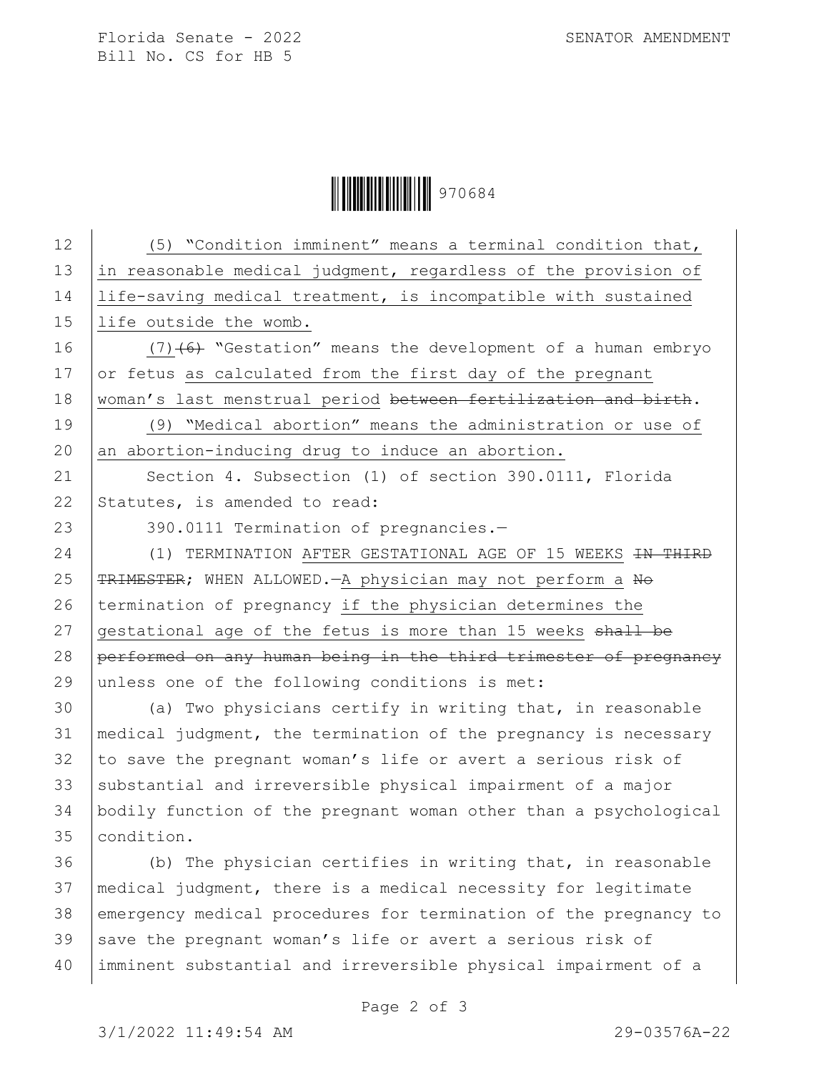(5) "Condition imminent" means a terminal condition that, in reasonable medical judgment, regardless of the provision of life-saving medical treatment, is incompatible with sustained life outside the womb.

(7) ~~(6)~~ "Gestation" means the development of a human embryo or fetus as calculated from the first day of the pregnant woman's last menstrual period ~~between fertilization and birth~~.

(9) "Medical abortion" means the administration or use of an abortion-inducing drug to induce an abortion.

Section 4. Subsection (1) of section 390.0111, Florida Statutes, is amended to read:

390.0111 Termination of pregnancies.—

(1) TERMINATION AFTER GESTATIONAL AGE OF 15 WEEKS ~~IN THIRD TRIMESTER~~; WHEN ALLOWED.—A physician may not perform a ~~No~~ termination of pregnancy if the physician determines the gestational age of the fetus is more than 15 weeks ~~shall be performed on any human being in the third trimester of pregnancy~~ unless one of the following conditions is met:

(a) Two physicians certify in writing that, in reasonable medical judgment, the termination of the pregnancy is necessary to save the pregnant woman's life or avert a serious risk of substantial and irreversible physical impairment of a major bodily function of the pregnant woman other than a psychological condition.

(b) The physician certifies in writing that, in reasonable medical judgment, there is a medical necessity for legitimate emergency medical procedures for termination of the pregnancy to save the pregnant woman's life or avert a serious risk of imminent substantial and irreversible physical impairment of a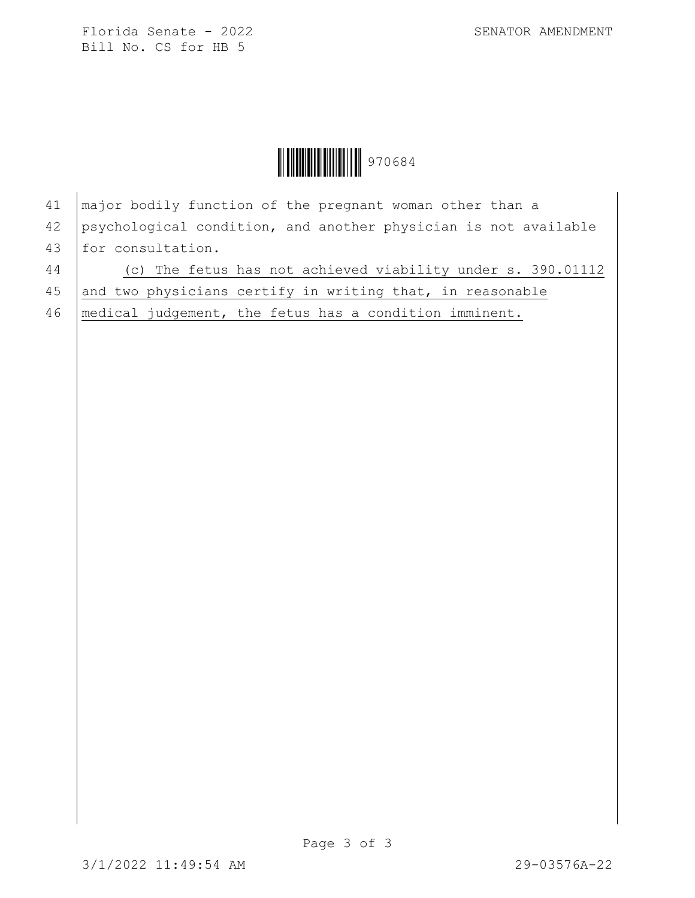major bodily function of the pregnant woman other than a psychological condition, and another physician is not available for consultation.

<u>(c) The fetus has not achieved viability under s. 390.01112 and two physicians certify in writing that, in reasonable medical judgement, the fetus has a condition imminent.</u>